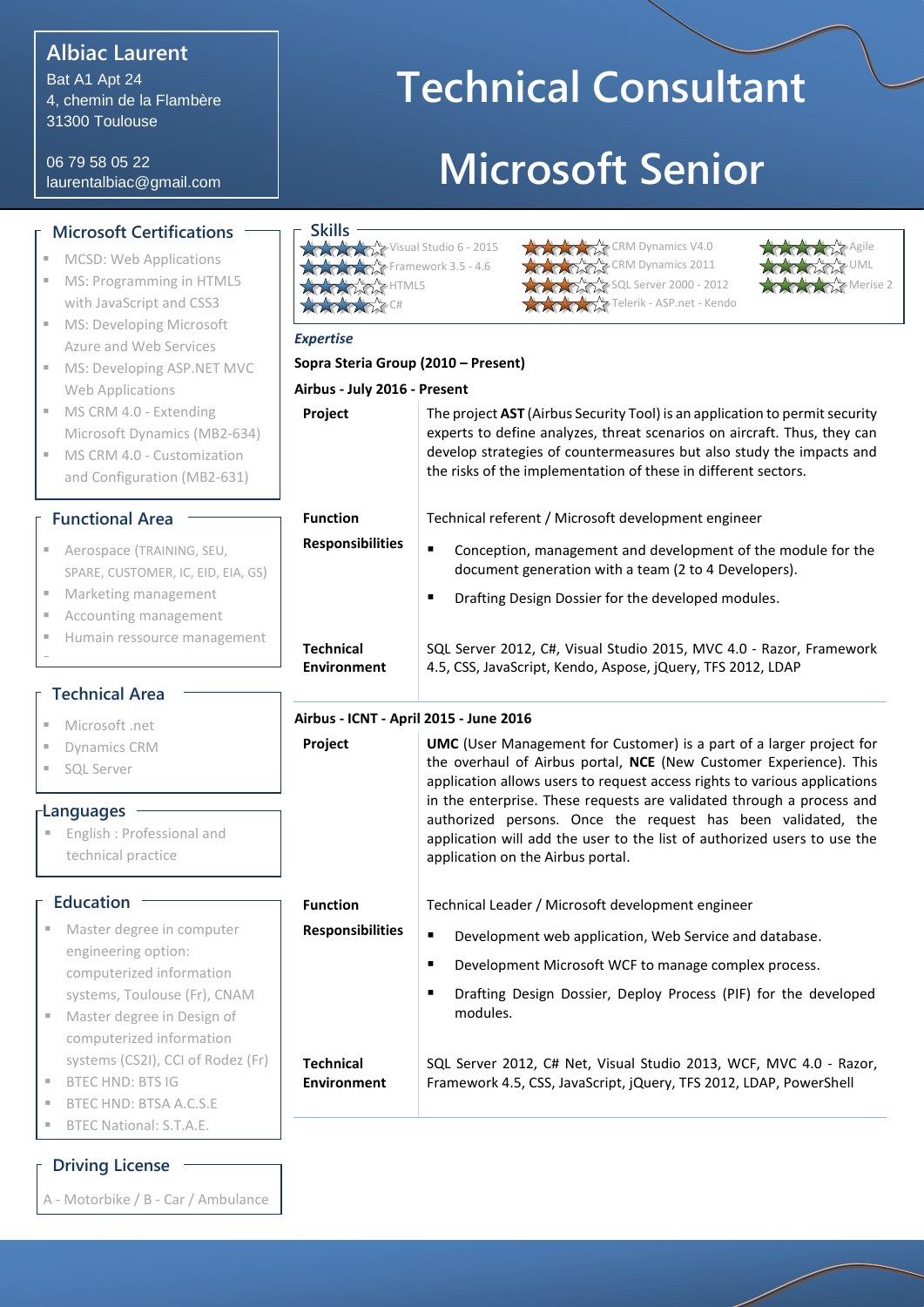# Albiac Laurent

Bat A1 Apt 24
4, chemin de la Flambère
31300 Toulouse

06 79 58 05 22
laurentalbiac@gmail.com

# Technical Consultant Microsoft Senior

## Microsoft Certifications

- MCSD: Web Applications
- MS: Programming in HTML5 with JavaScript and CSS3
- MS: Developing Microsoft Azure and Web Services
- MS: Developing ASP.NET MVC Web Applications
- MS CRM 4.0 - Extending Microsoft Dynamics (MB2-634)
- MS CRM 4.0 - Customization and Configuration (MB2-631)

## Functional Area

- Aerospace (TRAINING, SEU, SPARE, CUSTOMER, IC, EID, EIA, GS)
- Marketing management
- Accounting management
- Humain ressource management

## Technical Area

- Microsoft .net
- Dynamics CRM
- SQL Server

## Languages

- English : Professional and technical practice

## Education

- Master degree in computer engineering option: computerized information systems, Toulouse (Fr), CNAM
- Master degree in Design of computerized information systems (CS2I), CCI of Rodez (Fr)
- BTEC HND: BTS IG
- BTEC HND: BTSA A.C.S.E
- BTEC National: S.T.A.E.

## Driving License

A - Motorbike / B - Car / Ambulance

## Skills

- Visual Studio 6 - 2015
- Framework 3.5 - 4.6
- HTML5
- C#
- CRM Dynamics V4.0
- CRM Dynamics 2011
- SQL Server 2000 - 2012
- Telerik - ASP.net - Kendo
- Agile
- UML
- Merise 2

## *Expertise*

**Sopra Steria Group (2010 – Present)**

### Airbus - July 2016 - Present

| | |
|---|---|
| **Project** | The project **AST** (Airbus Security Tool) is an application to permit security experts to define analyzes, threat scenarios on aircraft. Thus, they can develop strategies of countermeasures but also study the impacts and the risks of the implementation of these in different sectors. |
| **Function** | Technical referent / Microsoft development engineer |
| **Responsibilities** | ▪ Conception, management and development of the module for the document generation with a team (2 to 4 Developers).<br>▪ Drafting Design Dossier for the developed modules. |
| **Technical Environment** | SQL Server 2012, C#, Visual Studio 2015, MVC 4.0 - Razor, Framework 4.5, CSS, JavaScript, Kendo, Aspose, jQuery, TFS 2012, LDAP |

### Airbus - ICNT - April 2015 - June 2016

| | |
|---|---|
| **Project** | **UMC** (User Management for Customer) is a part of a larger project for the overhaul of Airbus portal, **NCE** (New Customer Experience). This application allows users to request access rights to various applications in the enterprise. These requests are validated through a process and authorized persons. Once the request has been validated, the application will add the user to the list of authorized users to use the application on the Airbus portal. |
| **Function** | Technical Leader / Microsoft development engineer |
| **Responsibilities** | ▪ Development web application, Web Service and database.<br>▪ Development Microsoft WCF to manage complex process.<br>▪ Drafting Design Dossier, Deploy Process (PIF) for the developed modules. |
| **Technical Environment** | SQL Server 2012, C# Net, Visual Studio 2013, WCF, MVC 4.0 - Razor, Framework 4.5, CSS, JavaScript, jQuery, TFS 2012, LDAP, PowerShell |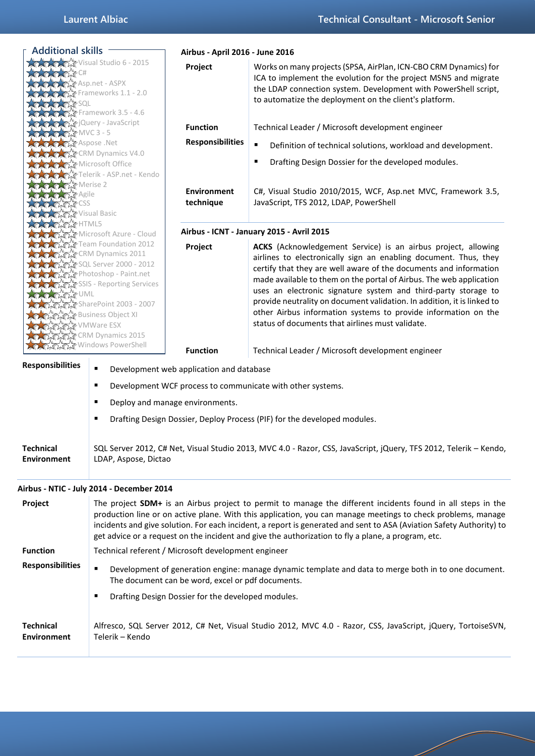## Additional skills

- Visual Studio 6 - 2015
- C#
- Asp.net - ASPX
- Frameworks 1.1 - 2.0
- SQL
- Framework 3.5 - 4.6
- jQuery - JavaScript
- MVC 3 - 5
- Aspose .Net
- CRM Dynamics V4.0
- Microsoft Office
- Telerik - ASP.net - Kendo
- Merise 2
- Agile
- CSS
- Visual Basic
- HTML5
- Microsoft Azure - Cloud
- Team Foundation 2012
- CRM Dynamics 2011
- SQL Server 2000 - 2012
- Photoshop - Paint.net
- SSIS - Reporting Services
- UML
- SharePoint 2003 - 2007
- Business Object XI
- VMWare ESX
- CRM Dynamics 2015
- Windows PowerShell

### Airbus - April 2016 - June 2016

**Project**

Works on many projects (SPSA, AirPlan, ICN-CBO CRM Dynamics) for ICA to implement the evolution for the project MSN5 and migrate the LDAP connection system. Development with PowerShell script, to automatize the deployment on the client's platform.

**Function**

Technical Leader / Microsoft development engineer

**Responsibilities**

- Definition of technical solutions, workload and development.
- Drafting Design Dossier for the developed modules.

**Environment technique**

C#, Visual Studio 2010/2015, WCF, Asp.net MVC, Framework 3.5, JavaScript, TFS 2012, LDAP, PowerShell

### Airbus - ICNT - January 2015 - Avril 2015

**Project**

**ACKS** (Acknowledgement Service) is an airbus project, allowing airlines to electronically sign an enabling document. Thus, they certify that they are well aware of the documents and information made available to them on the portal of Airbus. The web application uses an electronic signature system and third-party storage to provide neutrality on document validation. In addition, it is linked to other Airbus information systems to provide information on the status of documents that airlines must validate.

**Function**

Technical Leader / Microsoft development engineer

**Responsibilities**

- Development web application and database
- Development WCF process to communicate with other systems.
- Deploy and manage environments.
- Drafting Design Dossier, Deploy Process (PIF) for the developed modules.

**Technical Environment**

SQL Server 2012, C# Net, Visual Studio 2013, MVC 4.0 - Razor, CSS, JavaScript, jQuery, TFS 2012, Telerik – Kendo, LDAP, Aspose, Dictao

### Airbus - NTIC - July 2014 - December 2014

**Project**

The project **SDM+** is an Airbus project to permit to manage the different incidents found in all steps in the production line or on active plane. With this application, you can manage meetings to check problems, manage incidents and give solution. For each incident, a report is generated and sent to ASA (Aviation Safety Authority) to get advice or a request on the incident and give the authorization to fly a plane, a program, etc.

**Function**

Technical referent / Microsoft development engineer

**Responsibilities**

- Development of generation engine: manage dynamic template and data to merge both in to one document. The document can be word, excel or pdf documents.
- Drafting Design Dossier for the developed modules.

**Technical Environment**

Alfresco, SQL Server 2012, C# Net, Visual Studio 2012, MVC 4.0 - Razor, CSS, JavaScript, jQuery, TortoiseSVN, Telerik – Kendo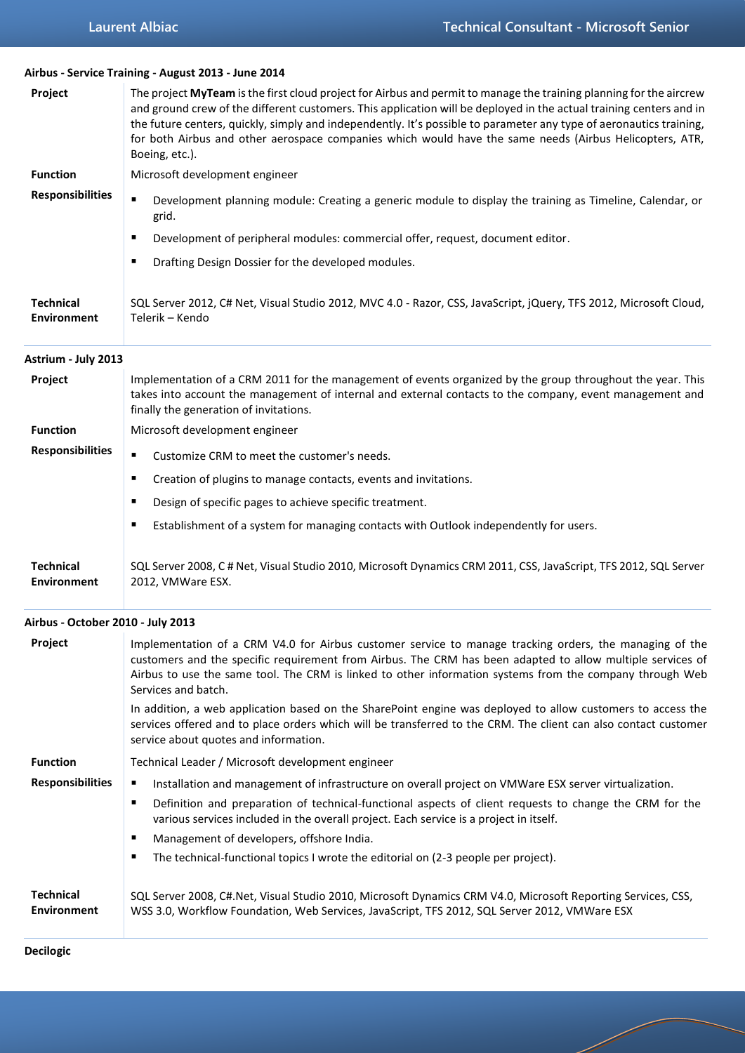### Airbus - Service Training - August 2013 - June 2014

**Project**

The project **MyTeam** is the first cloud project for Airbus and permit to manage the training planning for the aircrew and ground crew of the different customers. This application will be deployed in the actual training centers and in the future centers, quickly, simply and independently. It's possible to parameter any type of aeronautics training, for both Airbus and other aerospace companies which would have the same needs (Airbus Helicopters, ATR, Boeing, etc.).

**Function**

Microsoft development engineer

**Responsibilities**

- Development planning module: Creating a generic module to display the training as Timeline, Calendar, or grid.
- Development of peripheral modules: commercial offer, request, document editor.
- Drafting Design Dossier for the developed modules.

**Technical Environment**

SQL Server 2012, C# Net, Visual Studio 2012, MVC 4.0 - Razor, CSS, JavaScript, jQuery, TFS 2012, Microsoft Cloud, Telerik – Kendo

### Astrium - July 2013

**Project**

Implementation of a CRM 2011 for the management of events organized by the group throughout the year. This takes into account the management of internal and external contacts to the company, event management and finally the generation of invitations.

**Function**

Microsoft development engineer

**Responsibilities**

- Customize CRM to meet the customer's needs.
- Creation of plugins to manage contacts, events and invitations.
- Design of specific pages to achieve specific treatment.
- Establishment of a system for managing contacts with Outlook independently for users.

**Technical Environment**

SQL Server 2008, C # Net, Visual Studio 2010, Microsoft Dynamics CRM 2011, CSS, JavaScript, TFS 2012, SQL Server 2012, VMWare ESX.

### Airbus - October 2010 - July 2013

**Project**

Implementation of a CRM V4.0 for Airbus customer service to manage tracking orders, the managing of the customers and the specific requirement from Airbus. The CRM has been adapted to allow multiple services of Airbus to use the same tool. The CRM is linked to other information systems from the company through Web Services and batch.

In addition, a web application based on the SharePoint engine was deployed to allow customers to access the services offered and to place orders which will be transferred to the CRM. The client can also contact customer service about quotes and information.

**Function**

Technical Leader / Microsoft development engineer

**Responsibilities**

- Installation and management of infrastructure on overall project on VMWare ESX server virtualization.
- Definition and preparation of technical-functional aspects of client requests to change the CRM for the various services included in the overall project. Each service is a project in itself.
- Management of developers, offshore India.
- The technical-functional topics I wrote the editorial on (2-3 people per project).

**Technical Environment**

SQL Server 2008, C#.Net, Visual Studio 2010, Microsoft Dynamics CRM V4.0, Microsoft Reporting Services, CSS, WSS 3.0, Workflow Foundation, Web Services, JavaScript, TFS 2012, SQL Server 2012, VMWare ESX

### Decilogic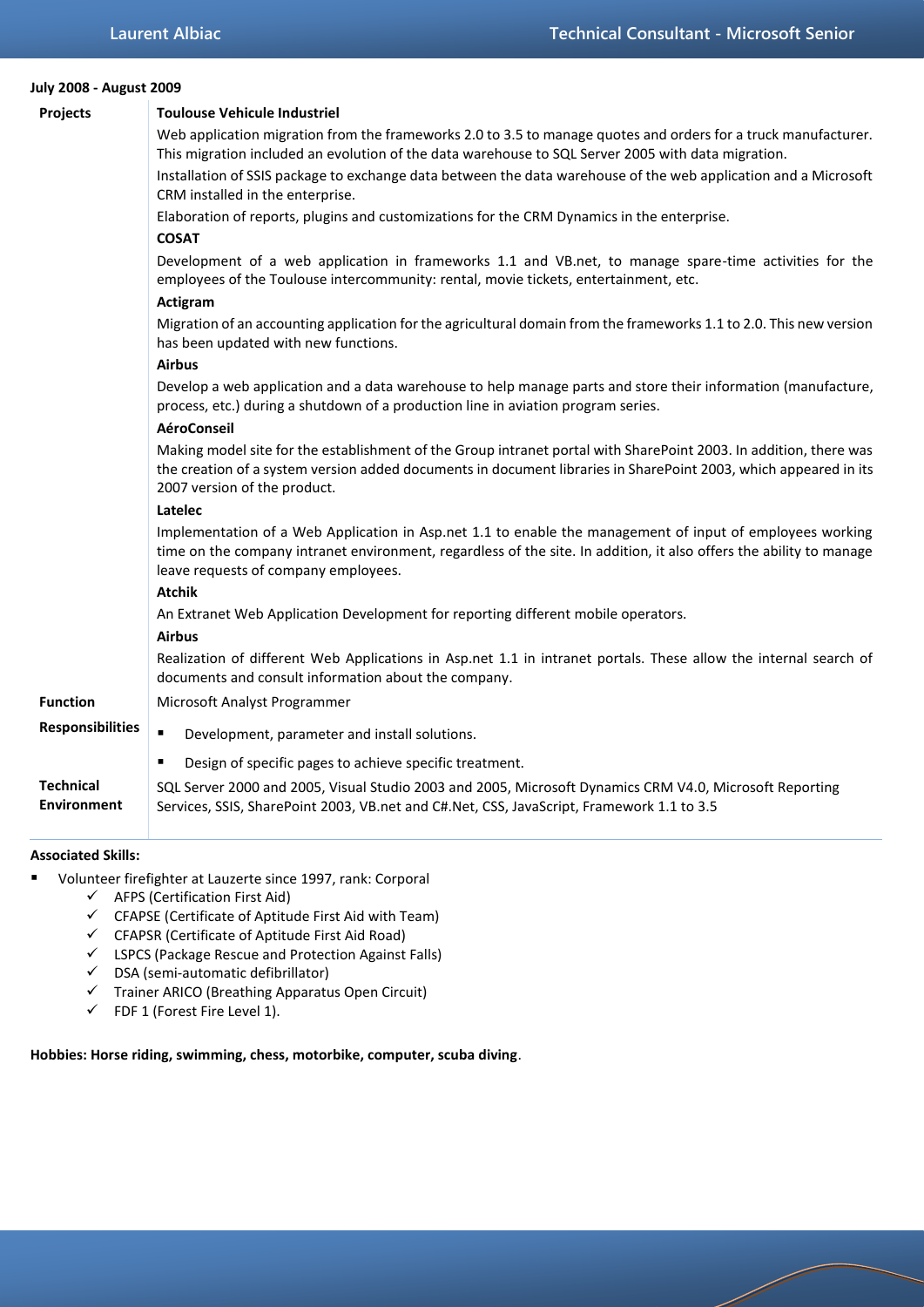**July 2008 - August 2009**

| | |
|---|---|
| **Projects** | **Toulouse Vehicule Industriel**<br>Web application migration from the frameworks 2.0 to 3.5 to manage quotes and orders for a truck manufacturer. This migration included an evolution of the data warehouse to SQL Server 2005 with data migration.<br>Installation of SSIS package to exchange data between the data warehouse of the web application and a Microsoft CRM installed in the enterprise.<br>Elaboration of reports, plugins and customizations for the CRM Dynamics in the enterprise.<br>**COSAT**<br>Development of a web application in frameworks 1.1 and VB.net, to manage spare-time activities for the employees of the Toulouse intercommunity: rental, movie tickets, entertainment, etc.<br>**Actigram**<br>Migration of an accounting application for the agricultural domain from the frameworks 1.1 to 2.0. This new version has been updated with new functions.<br>**Airbus**<br>Develop a web application and a data warehouse to help manage parts and store their information (manufacture, process, etc.) during a shutdown of a production line in aviation program series.<br>**AéroConseil**<br>Making model site for the establishment of the Group intranet portal with SharePoint 2003. In addition, there was the creation of a system version added documents in document libraries in SharePoint 2003, which appeared in its 2007 version of the product.<br>**Latelec**<br>Implementation of a Web Application in Asp.net 1.1 to enable the management of input of employees working time on the company intranet environment, regardless of the site. In addition, it also offers the ability to manage leave requests of company employees.<br>**Atchik**<br>An Extranet Web Application Development for reporting different mobile operators.<br>**Airbus**<br>Realization of different Web Applications in Asp.net 1.1 in intranet portals. These allow the internal search of documents and consult information about the company. |
| **Function** | Microsoft Analyst Programmer |
| **Responsibilities** | ▪ Development, parameter and install solutions.<br>▪ Design of specific pages to achieve specific treatment. |
| **Technical Environment** | SQL Server 2000 and 2005, Visual Studio 2003 and 2005, Microsoft Dynamics CRM V4.0, Microsoft Reporting Services, SSIS, SharePoint 2003, VB.net and C#.Net, CSS, JavaScript, Framework 1.1 to 3.5 |

**Associated Skills:**

- Volunteer firefighter at Lauzerte since 1997, rank: Corporal
  - ✓ AFPS (Certification First Aid)
  - ✓ CFAPSE (Certificate of Aptitude First Aid with Team)
  - ✓ CFAPSR (Certificate of Aptitude First Aid Road)
  - ✓ LSPCS (Package Rescue and Protection Against Falls)
  - ✓ DSA (semi-automatic defibrillator)
  - ✓ Trainer ARICO (Breathing Apparatus Open Circuit)
  - ✓ FDF 1 (Forest Fire Level 1).

**Hobbies: Horse riding, swimming, chess, motorbike, computer, scuba diving**.